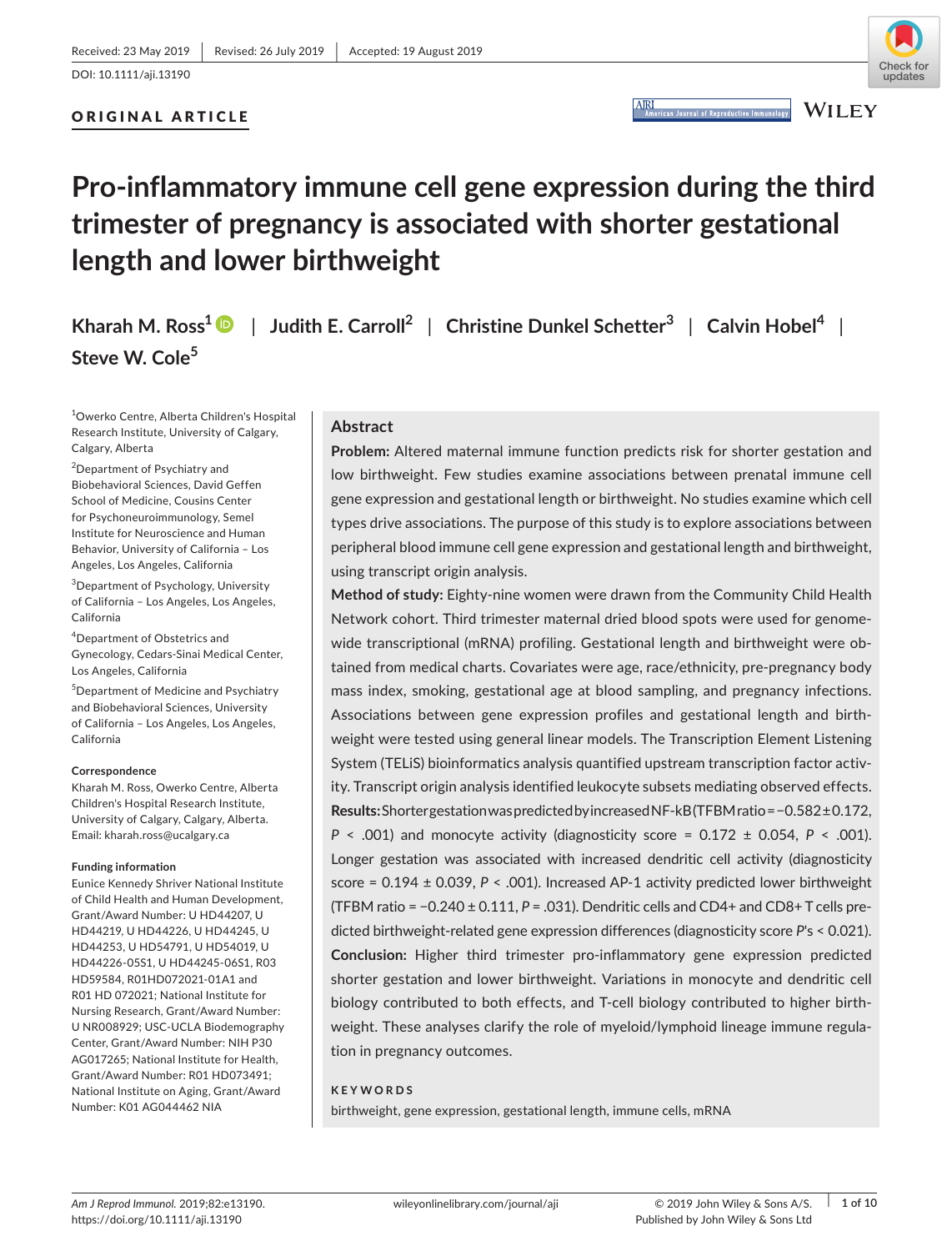Received: 23 May 2019 | Revised: 26 July 2019 | Accepted: 19 August 2019

DOI: 10.1111/aji.13190

ORIGINAL ARTICLE

# Pro-inflammatory immune cell gene expression during the third trimester of pregnancy is associated with shorter gestational length and lower birthweight

**Kharah M. Ross[1] | Judith E. Carroll[2] | Christine Dunkel Schetter[3] | Calvin Hobel[4] | Steve W. Cole[5]**

[1]Owerko Centre, Alberta Children's Hospital Research Institute, University of Calgary, Calgary, Alberta

[2]Department of Psychiatry and Biobehavioral Sciences, David Geffen School of Medicine, Cousins Center for Psychoneuroimmunology, Semel Institute for Neuroscience and Human Behavior, University of California – Los Angeles, Los Angeles, California

[3]Department of Psychology, University of California – Los Angeles, Los Angeles, California

[4]Department of Obstetrics and Gynecology, Cedars-Sinai Medical Center, Los Angeles, California

[5]Department of Medicine and Psychiatry and Biobehavioral Sciences, University of California – Los Angeles, Los Angeles, California

**Correspondence**
Kharah M. Ross, Owerko Centre, Alberta Children's Hospital Research Institute, University of Calgary, Calgary, Alberta.
Email: kharah.ross@ucalgary.ca

**Funding information**
Eunice Kennedy Shriver National Institute of Child Health and Human Development, Grant/Award Number: U HD44207, U HD44219, U HD44226, U HD44245, U HD44253, U HD54791, U HD54019, U HD44226-05S1, U HD44245-06S1, R03 HD59584, R01HD072021-01A1 and R01 HD 072021; National Institute for Nursing Research, Grant/Award Number: U NR008929; USC-UCLA Biodemography Center, Grant/Award Number: NIH P30 AG017265; National Institute for Health, Grant/Award Number: R01 HD073491; National Institute on Aging, Grant/Award Number: K01 AG044462 NIA

## Abstract

**Problem:** Altered maternal immune function predicts risk for shorter gestation and low birthweight. Few studies examine associations between prenatal immune cell gene expression and gestational length or birthweight. No studies examine which cell types drive associations. The purpose of this study is to explore associations between peripheral blood immune cell gene expression and gestational length and birthweight, using transcript origin analysis.

**Method of study:** Eighty-nine women were drawn from the Community Child Health Network cohort. Third trimester maternal dried blood spots were used for genome-wide transcriptional (mRNA) profiling. Gestational length and birthweight were obtained from medical charts. Covariates were age, race/ethnicity, pre-pregnancy body mass index, smoking, gestational age at blood sampling, and pregnancy infections. Associations between gene expression profiles and gestational length and birthweight were tested using general linear models. The Transcription Element Listening System (TELiS) bioinformatics analysis quantified upstream transcription factor activity. Transcript origin analysis identified leukocyte subsets mediating observed effects.

**Results:** Shorter gestation was predicted by increased NF-kB (TFBM ratio = −0.582 ± 0.172, $P < .001$) and monocyte activity (diagnosticity score = 0.172 ± 0.054, $P < .001$). Longer gestation was associated with increased dendritic cell activity (diagnosticity score = 0.194 ± 0.039, $P < .001$). Increased AP-1 activity predicted lower birthweight (TFBM ratio = −0.240 ± 0.111, $P = .031$). Dendritic cells and CD4+ and CD8+ T cells predicted birthweight-related gene expression differences (diagnosticity score $P$'s < 0.021).

**Conclusion:** Higher third trimester pro-inflammatory gene expression predicted shorter gestation and lower birthweight. Variations in monocyte and dendritic cell biology contributed to both effects, and T-cell biology contributed to higher birthweight. These analyses clarify the role of myeloid/lymphoid lineage immune regulation in pregnancy outcomes.

**KEYWORDS**
birthweight, gene expression, gestational length, immune cells, mRNA

Am J Reprod Immunol. 2019;82:e13190. https://doi.org/10.1111/aji.13190

© 2019 John Wiley & Sons A/S. Published by John Wiley & Sons Ltd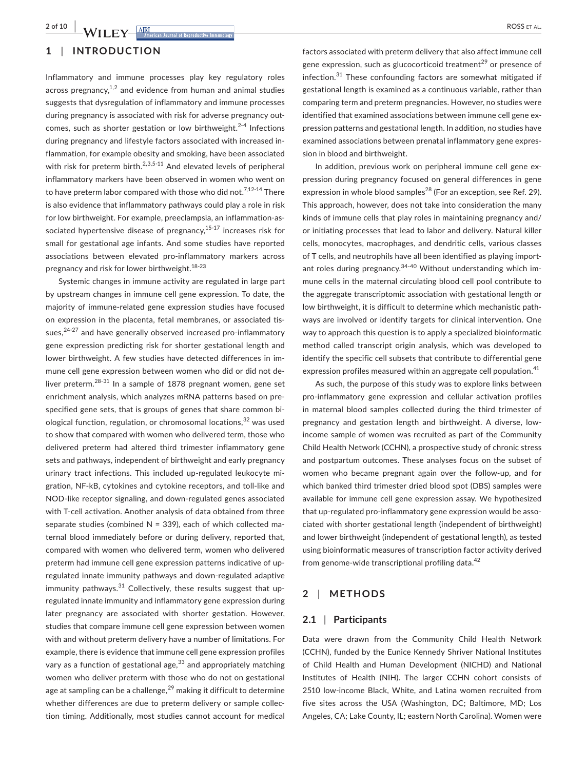## 1 | INTRODUCTION

Inflammatory and immune processes play key regulatory roles across pregnancy,[1,2] and evidence from human and animal studies suggests that dysregulation of inflammatory and immune processes during pregnancy is associated with risk for adverse pregnancy outcomes, such as shorter gestation or low birthweight.[2-4] Infections during pregnancy and lifestyle factors associated with increased inflammation, for example obesity and smoking, have been associated with risk for preterm birth.[2,3,5-11] And elevated levels of peripheral inflammatory markers have been observed in women who went on to have preterm labor compared with those who did not.[7,12-14] There is also evidence that inflammatory pathways could play a role in risk for low birthweight. For example, preeclampsia, an inflammation-associated hypertensive disease of pregnancy,[15-17] increases risk for small for gestational age infants. And some studies have reported associations between elevated pro-inflammatory markers across pregnancy and risk for lower birthweight.[18-23]

Systemic changes in immune activity are regulated in large part by upstream changes in immune cell gene expression. To date, the majority of immune-related gene expression studies have focused on expression in the placenta, fetal membranes, or associated tissues,[24-27] and have generally observed increased pro-inflammatory gene expression predicting risk for shorter gestational length and lower birthweight. A few studies have detected differences in immune cell gene expression between women who did or did not deliver preterm.[28-31] In a sample of 1878 pregnant women, gene set enrichment analysis, which analyzes mRNA patterns based on prespecified gene sets, that is groups of genes that share common biological function, regulation, or chromosomal locations,[32] was used to show that compared with women who delivered term, those who delivered preterm had altered third trimester inflammatory gene sets and pathways, independent of birthweight and early pregnancy urinary tract infections. This included up-regulated leukocyte migration, NF-kB, cytokines and cytokine receptors, and toll-like and NOD-like receptor signaling, and down-regulated genes associated with T-cell activation. Another analysis of data obtained from three separate studies (combined N = 339), each of which collected maternal blood immediately before or during delivery, reported that, compared with women who delivered term, women who delivered preterm had immune cell gene expression patterns indicative of up-regulated innate immunity pathways and down-regulated adaptive immunity pathways.[31] Collectively, these results suggest that up-regulated innate immunity and inflammatory gene expression during later pregnancy are associated with shorter gestation. However, studies that compare immune cell gene expression between women with and without preterm delivery have a number of limitations. For example, there is evidence that immune cell gene expression profiles vary as a function of gestational age,[33] and appropriately matching women who deliver preterm with those who do not on gestational age at sampling can be a challenge,[29] making it difficult to determine whether differences are due to preterm delivery or sample collection timing. Additionally, most studies cannot account for medical factors associated with preterm delivery that also affect immune cell gene expression, such as glucocorticoid treatment[29] or presence of infection.[31] These confounding factors are somewhat mitigated if gestational length is examined as a continuous variable, rather than comparing term and preterm pregnancies. However, no studies were identified that examined associations between immune cell gene expression patterns and gestational length. In addition, no studies have examined associations between prenatal inflammatory gene expression in blood and birthweight.

In addition, previous work on peripheral immune cell gene expression during pregnancy focused on general differences in gene expression in whole blood samples[28] (For an exception, see Ref. 29). This approach, however, does not take into consideration the many kinds of immune cells that play roles in maintaining pregnancy and/or initiating processes that lead to labor and delivery. Natural killer cells, monocytes, macrophages, and dendritic cells, various classes of T cells, and neutrophils have all been identified as playing important roles during pregnancy.[34-40] Without understanding which immune cells in the maternal circulating blood cell pool contribute to the aggregate transcriptomic association with gestational length or low birthweight, it is difficult to determine which mechanistic pathways are involved or identify targets for clinical intervention. One way to approach this question is to apply a specialized bioinformatic method called transcript origin analysis, which was developed to identify the specific cell subsets that contribute to differential gene expression profiles measured within an aggregate cell population.[41]

As such, the purpose of this study was to explore links between pro-inflammatory gene expression and cellular activation profiles in maternal blood samples collected during the third trimester of pregnancy and gestation length and birthweight. A diverse, low-income sample of women was recruited as part of the Community Child Health Network (CCHN), a prospective study of chronic stress and postpartum outcomes. These analyses focus on the subset of women who became pregnant again over the follow-up, and for which banked third trimester dried blood spot (DBS) samples were available for immune cell gene expression assay. We hypothesized that up-regulated pro-inflammatory gene expression would be associated with shorter gestational length (independent of birthweight) and lower birthweight (independent of gestational length), as tested using bioinformatic measures of transcription factor activity derived from genome-wide transcriptional profiling data.[42]

## 2 | METHODS

### 2.1 | Participants

Data were drawn from the Community Child Health Network (CCHN), funded by the Eunice Kennedy Shriver National Institutes of Child Health and Human Development (NICHD) and National Institutes of Health (NIH). The larger CCHN cohort consists of 2510 low-income Black, White, and Latina women recruited from five sites across the USA (Washington, DC; Baltimore, MD; Los Angeles, CA; Lake County, IL; eastern North Carolina). Women were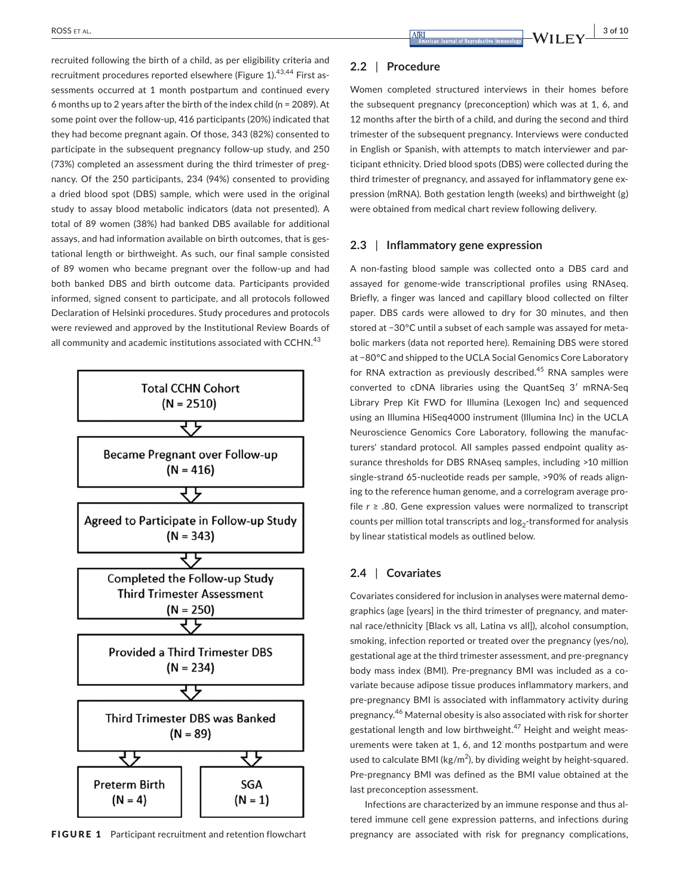recruited following the birth of a child, as per eligibility criteria and recruitment procedures reported elsewhere (Figure 1).[43,44] First assessments occurred at 1 month postpartum and continued every 6 months up to 2 years after the birth of the index child (n = 2089). At some point over the follow-up, 416 participants (20%) indicated that they had become pregnant again. Of those, 343 (82%) consented to participate in the subsequent pregnancy follow-up study, and 250 (73%) completed an assessment during the third trimester of pregnancy. Of the 250 participants, 234 (94%) consented to providing a dried blood spot (DBS) sample, which were used in the original study to assay blood metabolic indicators (data not presented). A total of 89 women (38%) had banked DBS available for additional assays, and had information available on birth outcomes, that is gestational length or birthweight. As such, our final sample consisted of 89 women who became pregnant over the follow-up and had both banked DBS and birth outcome data. Participants provided informed, signed consent to participate, and all protocols followed Declaration of Helsinki procedures. Study procedures and protocols were reviewed and approved by the Institutional Review Boards of all community and academic institutions associated with CCHN.[43]

- Total CCHN Cohort (N = 2510)
- Became Pregnant over Follow-up (N = 416)
- Agreed to Participate in Follow-up Study (N = 343)
- Completed the Follow-up Study Third Trimester Assessment (N = 250)
- Provided a Third Trimester DBS (N = 234)
- Third Trimester DBS was Banked (N = 89)
  - Preterm Birth (N = 4)
  - SGA (N = 1)

**FIGURE 1** Participant recruitment and retention flowchart

## 2.2 | Procedure

Women completed structured interviews in their homes before the subsequent pregnancy (preconception) which was at 1, 6, and 12 months after the birth of a child, and during the second and third trimester of the subsequent pregnancy. Interviews were conducted in English or Spanish, with attempts to match interviewer and participant ethnicity. Dried blood spots (DBS) were collected during the third trimester of pregnancy, and assayed for inflammatory gene expression (mRNA). Both gestation length (weeks) and birthweight (g) were obtained from medical chart review following delivery.

## 2.3 | Inflammatory gene expression

A non-fasting blood sample was collected onto a DBS card and assayed for genome-wide transcriptional profiles using RNAseq. Briefly, a finger was lanced and capillary blood collected on filter paper. DBS cards were allowed to dry for 30 minutes, and then stored at −30°C until a subset of each sample was assayed for metabolic markers (data not reported here). Remaining DBS were stored at −80°C and shipped to the UCLA Social Genomics Core Laboratory for RNA extraction as previously described.[45] RNA samples were converted to cDNA libraries using the QuantSeq 3′ mRNA-Seq Library Prep Kit FWD for Illumina (Lexogen Inc) and sequenced using an Illumina HiSeq4000 instrument (Illumina Inc) in the UCLA Neuroscience Genomics Core Laboratory, following the manufacturers' standard protocol. All samples passed endpoint quality assurance thresholds for DBS RNAseq samples, including >10 million single-strand 65-nucleotide reads per sample, >90% of reads aligning to the reference human genome, and a correlogram average profile $r \geq .80$. Gene expression values were normalized to transcript counts per million total transcripts and $\log_2$-transformed for analysis by linear statistical models as outlined below.

## 2.4 | Covariates

Covariates considered for inclusion in analyses were maternal demographics (age [years] in the third trimester of pregnancy, and maternal race/ethnicity [Black vs all, Latina vs all]), alcohol consumption, smoking, infection reported or treated over the pregnancy (yes/no), gestational age at the third trimester assessment, and pre-pregnancy body mass index (BMI). Pre-pregnancy BMI was included as a covariate because adipose tissue produces inflammatory markers, and pre-pregnancy BMI is associated with inflammatory activity during pregnancy.[46] Maternal obesity is also associated with risk for shorter gestational length and low birthweight.[47] Height and weight measurements were taken at 1, 6, and 12 months postpartum and were used to calculate BMI ($kg/m^2$), by dividing weight by height-squared. Pre-pregnancy BMI was defined as the BMI value obtained at the last preconception assessment.

Infections are characterized by an immune response and thus altered immune cell gene expression patterns, and infections during pregnancy are associated with risk for pregnancy complications,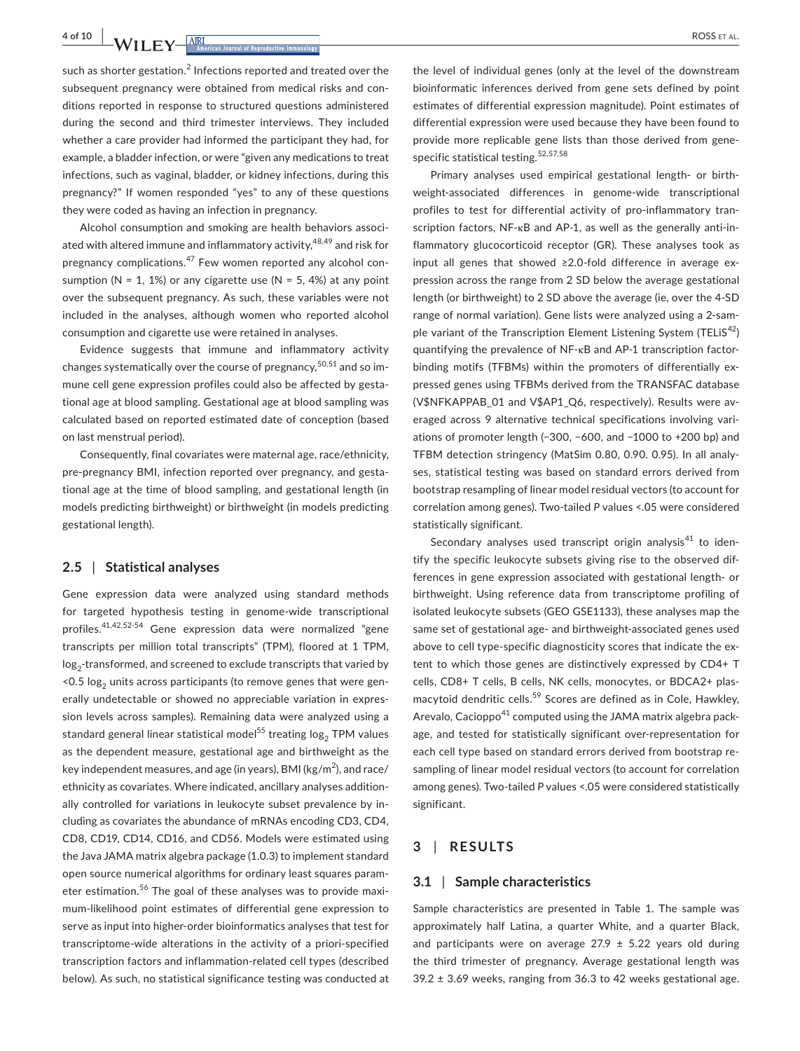such as shorter gestation.[2] Infections reported and treated over the subsequent pregnancy were obtained from medical risks and conditions reported in response to structured questions administered during the second and third trimester interviews. They included whether a care provider had informed the participant they had, for example, a bladder infection, or were "given any medications to treat infections, such as vaginal, bladder, or kidney infections, during this pregnancy?" If women responded "yes" to any of these questions they were coded as having an infection in pregnancy.

Alcohol consumption and smoking are health behaviors associated with altered immune and inflammatory activity,[48,49] and risk for pregnancy complications.[47] Few women reported any alcohol consumption (N = 1, 1%) or any cigarette use (N = 5, 4%) at any point over the subsequent pregnancy. As such, these variables were not included in the analyses, although women who reported alcohol consumption and cigarette use were retained in analyses.

Evidence suggests that immune and inflammatory activity changes systematically over the course of pregnancy,[50,51] and so immune cell gene expression profiles could also be affected by gestational age at blood sampling. Gestational age at blood sampling was calculated based on reported estimated date of conception (based on last menstrual period).

Consequently, final covariates were maternal age, race/ethnicity, pre-pregnancy BMI, infection reported over pregnancy, and gestational age at the time of blood sampling, and gestational length (in models predicting birthweight) or birthweight (in models predicting gestational length).

### 2.5 | Statistical analyses

Gene expression data were analyzed using standard methods for targeted hypothesis testing in genome-wide transcriptional profiles.[41,42,52-54] Gene expression data were normalized "gene transcripts per million total transcripts" (TPM), floored at 1 TPM, $\log_2$-transformed, and screened to exclude transcripts that varied by <0.5 $\log_2$ units across participants (to remove genes that were generally undetectable or showed no appreciable variation in expression levels across samples). Remaining data were analyzed using a standard general linear statistical model[55] treating $\log_2$ TPM values as the dependent measure, gestational age and birthweight as the key independent measures, and age (in years), BMI (kg/m$^2$), and race/ethnicity as covariates. Where indicated, ancillary analyses additionally controlled for variations in leukocyte subset prevalence by including as covariates the abundance of mRNAs encoding CD3, CD4, CD8, CD19, CD14, CD16, and CD56. Models were estimated using the Java JAMA matrix algebra package (1.0.3) to implement standard open source numerical algorithms for ordinary least squares parameter estimation.[56] The goal of these analyses was to provide maximum-likelihood point estimates of differential gene expression to serve as input into higher-order bioinformatics analyses that test for transcriptome-wide alterations in the activity of a priori-specified transcription factors and inflammation-related cell types (described below). As such, no statistical significance testing was conducted at the level of individual genes (only at the level of the downstream bioinformatic inferences derived from gene sets defined by point estimates of differential expression magnitude). Point estimates of differential expression were used because they have been found to provide more replicable gene lists than those derived from gene-specific statistical testing.[52,57,58]

Primary analyses used empirical gestational length- or birthweight-associated differences in genome-wide transcriptional profiles to test for differential activity of pro-inflammatory transcription factors, NF-κB and AP-1, as well as the generally anti-inflammatory glucocorticoid receptor (GR). These analyses took as input all genes that showed ≥2.0-fold difference in average expression across the range from 2 SD below the average gestational length (or birthweight) to 2 SD above the average (ie, over the 4-SD range of normal variation). Gene lists were analyzed using a 2-sample variant of the Transcription Element Listening System (TELiS[42]) quantifying the prevalence of NF-κB and AP-1 transcription factor-binding motifs (TFBMs) within the promoters of differentially expressed genes using TFBMs derived from the TRANSFAC database (V$NFKAPPAB_01 and V$AP1_Q6, respectively). Results were averaged across 9 alternative technical specifications involving variations of promoter length (−300, −600, and −1000 to +200 bp) and TFBM detection stringency (MatSim 0.80, 0.90. 0.95). In all analyses, statistical testing was based on standard errors derived from bootstrap resampling of linear model residual vectors (to account for correlation among genes). Two-tailed *P* values <.05 were considered statistically significant.

Secondary analyses used transcript origin analysis[41] to identify the specific leukocyte subsets giving rise to the observed differences in gene expression associated with gestational length- or birthweight. Using reference data from transcriptome profiling of isolated leukocyte subsets (GEO GSE1133), these analyses map the same set of gestational age- and birthweight-associated genes used above to cell type-specific diagnosticity scores that indicate the extent to which those genes are distinctively expressed by CD4+ T cells, CD8+ T cells, B cells, NK cells, monocytes, or BDCA2+ plasmacytoid dendritic cells.[59] Scores are defined as in Cole, Hawkley, Arevalo, Cacioppo[41] computed using the JAMA matrix algebra package, and tested for statistically significant over-representation for each cell type based on standard errors derived from bootstrap resampling of linear model residual vectors (to account for correlation among genes). Two-tailed *P* values <.05 were considered statistically significant.

## 3 | RESULTS

### 3.1 | Sample characteristics

Sample characteristics are presented in Table 1. The sample was approximately half Latina, a quarter White, and a quarter Black, and participants were on average 27.9 ± 5.22 years old during the third trimester of pregnancy. Average gestational length was 39.2 ± 3.69 weeks, ranging from 36.3 to 42 weeks gestational age.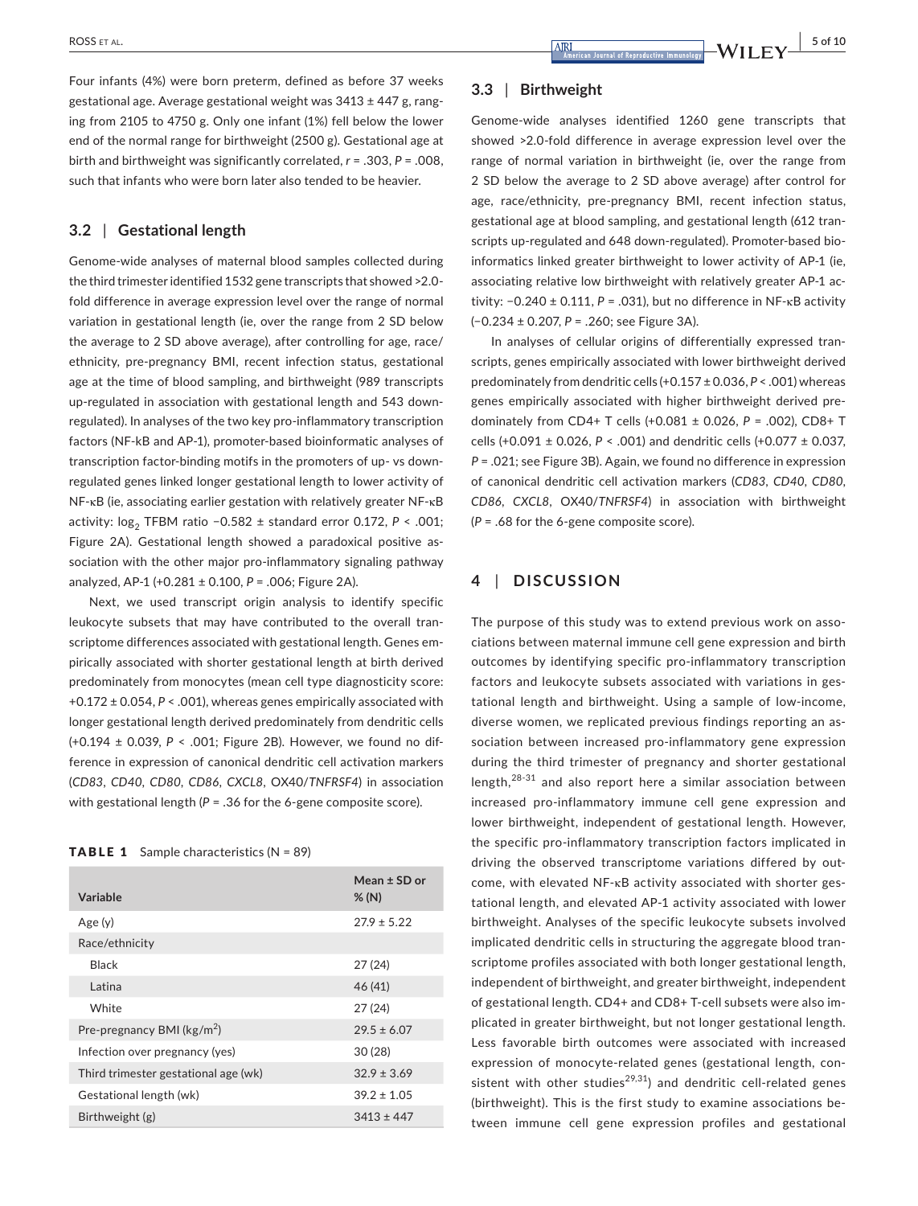Four infants (4%) were born preterm, defined as before 37 weeks gestational age. Average gestational weight was 3413 ± 447 g, ranging from 2105 to 4750 g. Only one infant (1%) fell below the lower end of the normal range for birthweight (2500 g). Gestational age at birth and birthweight was significantly correlated, $r = .303$, $P = .008$, such that infants who were born later also tended to be heavier.

### 3.2 | Gestational length

Genome-wide analyses of maternal blood samples collected during the third trimester identified 1532 gene transcripts that showed >2.0-fold difference in average expression level over the range of normal variation in gestational length (ie, over the range from 2 SD below the average to 2 SD above average), after controlling for age, race/ethnicity, pre-pregnancy BMI, recent infection status, gestational age at the time of blood sampling, and birthweight (989 transcripts up-regulated in association with gestational length and 543 down-regulated). In analyses of the two key pro-inflammatory transcription factors (NF-kB and AP-1), promoter-based bioinformatic analyses of transcription factor-binding motifs in the promoters of up- vs down-regulated genes linked longer gestational length to lower activity of NF-κB (ie, associating earlier gestation with relatively greater NF-κB activity: $\log_2$ TFBM ratio −0.582 ± standard error 0.172, $P < .001$; Figure 2A). Gestational length showed a paradoxical positive association with the other major pro-inflammatory signaling pathway analyzed, AP-1 (+0.281 ± 0.100, $P = .006$; Figure 2A).

Next, we used transcript origin analysis to identify specific leukocyte subsets that may have contributed to the overall transcriptome differences associated with gestational length. Genes empirically associated with shorter gestational length at birth derived predominately from monocytes (mean cell type diagnosticity score: +0.172 ± 0.054, $P < .001$), whereas genes empirically associated with longer gestational length derived predominately from dendritic cells (+0.194 ± 0.039, $P < .001$; Figure 2B). However, we found no difference in expression of canonical dendritic cell activation markers (*CD83*, *CD40*, *CD80*, *CD86*, *CXCL8*, OX40/*TNFRSF4*) in association with gestational length ($P = .36$ for the 6-gene composite score).

**TABLE 1** Sample characteristics (N = 89)

| Variable | Mean ± SD or % (N) |
|---|---|
| Age (y) | 27.9 ± 5.22 |
| Race/ethnicity | |
| Black | 27 (24) |
| Latina | 46 (41) |
| White | 27 (24) |
| Pre-pregnancy BMI (kg/m$^2$) | 29.5 ± 6.07 |
| Infection over pregnancy (yes) | 30 (28) |
| Third trimester gestational age (wk) | 32.9 ± 3.69 |
| Gestational length (wk) | 39.2 ± 1.05 |
| Birthweight (g) | 3413 ± 447 |

### 3.3 | Birthweight

Genome-wide analyses identified 1260 gene transcripts that showed >2.0-fold difference in average expression level over the range of normal variation in birthweight (ie, over the range from 2 SD below the average to 2 SD above average) after control for age, race/ethnicity, pre-pregnancy BMI, recent infection status, gestational age at blood sampling, and gestational length (612 transcripts up-regulated and 648 down-regulated). Promoter-based bioinformatics linked greater birthweight to lower activity of AP-1 (ie, associating relative low birthweight with relatively greater AP-1 activity: −0.240 ± 0.111, $P = .031$), but no difference in NF-κB activity (−0.234 ± 0.207, $P = .260$; see Figure 3A).

In analyses of cellular origins of differentially expressed transcripts, genes empirically associated with lower birthweight derived predominately from dendritic cells (+0.157 ± 0.036, $P < .001$) whereas genes empirically associated with higher birthweight derived predominately from CD4+ T cells (+0.081 ± 0.026, $P = .002$), CD8+ T cells (+0.091 ± 0.026, $P < .001$) and dendritic cells (+0.077 ± 0.037, $P = .021$; see Figure 3B). Again, we found no difference in expression of canonical dendritic cell activation markers (*CD83*, *CD40*, *CD80*, *CD86*, *CXCL8*, OX40/*TNFRSF4*) in association with birthweight ($P = .68$ for the 6-gene composite score).

## 4 | DISCUSSION

The purpose of this study was to extend previous work on associations between maternal immune cell gene expression and birth outcomes by identifying specific pro-inflammatory transcription factors and leukocyte subsets associated with variations in gestational length and birthweight. Using a sample of low-income, diverse women, we replicated previous findings reporting an association between increased pro-inflammatory gene expression during the third trimester of pregnancy and shorter gestational length,[28-31] and also report here a similar association between increased pro-inflammatory immune cell gene expression and lower birthweight, independent of gestational length. However, the specific pro-inflammatory transcription factors implicated in driving the observed transcriptome variations differed by outcome, with elevated NF-κB activity associated with shorter gestational length, and elevated AP-1 activity associated with lower birthweight. Analyses of the specific leukocyte subsets involved implicated dendritic cells in structuring the aggregate blood transcriptome profiles associated with both longer gestational length, independent of birthweight, and greater birthweight, independent of gestational length. CD4+ and CD8+ T-cell subsets were also implicated in greater birthweight, but not longer gestational length. Less favorable birth outcomes were associated with increased expression of monocyte-related genes (gestational length, consistent with other studies[29,31]) and dendritic cell-related genes (birthweight). This is the first study to examine associations between immune cell gene expression profiles and gestational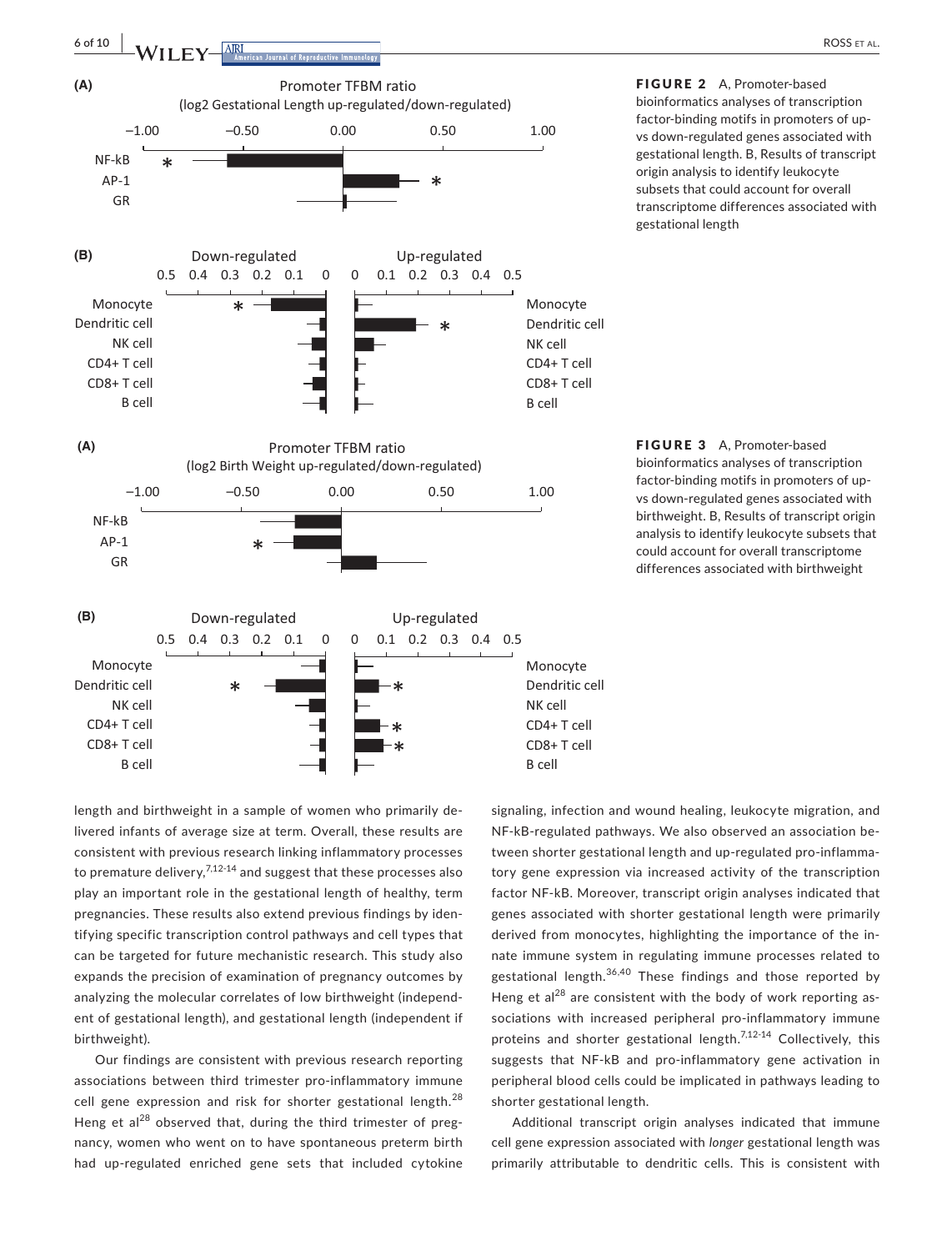FIGURE 2 A, Promoter-based bioinformatics analyses of transcription factor-binding motifs in promoters of up- vs down-regulated genes associated with gestational length. B, Results of transcript origin analysis to identify leukocyte subsets that could account for overall transcriptome differences associated with gestational length

FIGURE 3 A, Promoter-based bioinformatics analyses of transcription factor-binding motifs in promoters of up- vs down-regulated genes associated with birthweight. B, Results of transcript origin analysis to identify leukocyte subsets that could account for overall transcriptome differences associated with birthweight

length and birthweight in a sample of women who primarily delivered infants of average size at term. Overall, these results are consistent with previous research linking inflammatory processes to premature delivery,[7,12-14] and suggest that these processes also play an important role in the gestational length of healthy, term pregnancies. These results also extend previous findings by identifying specific transcription control pathways and cell types that can be targeted for future mechanistic research. This study also expands the precision of examination of pregnancy outcomes by analyzing the molecular correlates of low birthweight (independent of gestational length), and gestational length (independent if birthweight).

Our findings are consistent with previous research reporting associations between third trimester pro-inflammatory immune cell gene expression and risk for shorter gestational length.[28] Heng et al[28] observed that, during the third trimester of pregnancy, women who went on to have spontaneous preterm birth had up-regulated enriched gene sets that included cytokine signaling, infection and wound healing, leukocyte migration, and NF-kB-regulated pathways. We also observed an association between shorter gestational length and up-regulated pro-inflammatory gene expression via increased activity of the transcription factor NF-kB. Moreover, transcript origin analyses indicated that genes associated with shorter gestational length were primarily derived from monocytes, highlighting the importance of the innate immune system in regulating immune processes related to gestational length.[36,40] These findings and those reported by Heng et al[28] are consistent with the body of work reporting associations with increased peripheral pro-inflammatory immune proteins and shorter gestational length.[7,12-14] Collectively, this suggests that NF-kB and pro-inflammatory gene activation in peripheral blood cells could be implicated in pathways leading to shorter gestational length.

Additional transcript origin analyses indicated that immune cell gene expression associated with *longer* gestational length was primarily attributable to dendritic cells. This is consistent with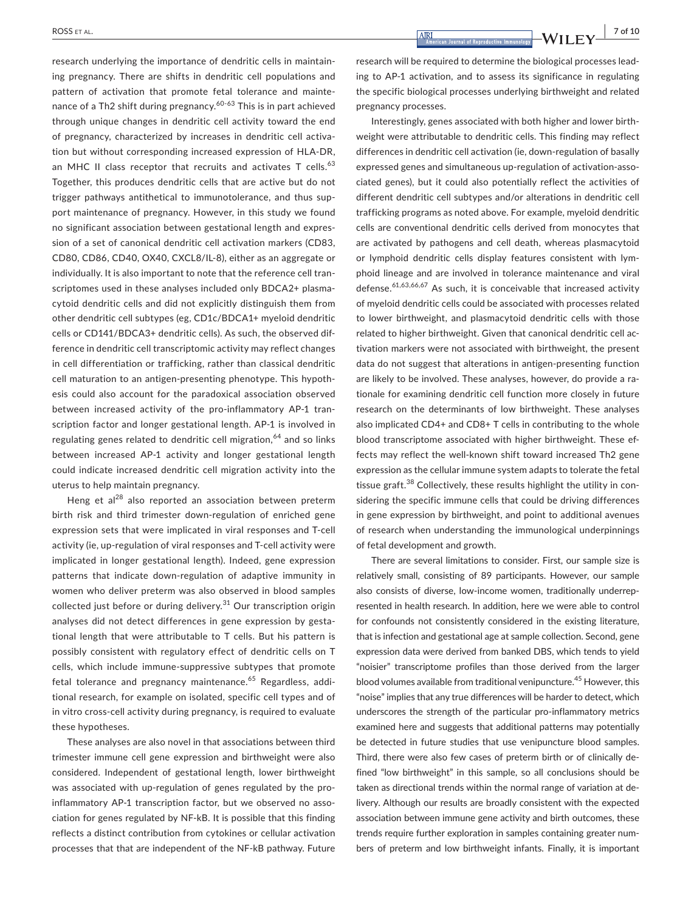research underlying the importance of dendritic cells in maintaining pregnancy. There are shifts in dendritic cell populations and pattern of activation that promote fetal tolerance and maintenance of a Th2 shift during pregnancy.[60-63] This is in part achieved through unique changes in dendritic cell activity toward the end of pregnancy, characterized by increases in dendritic cell activation but without corresponding increased expression of HLA-DR, an MHC II class receptor that recruits and activates T cells.[63] Together, this produces dendritic cells that are active but do not trigger pathways antithetical to immunotolerance, and thus support maintenance of pregnancy. However, in this study we found no significant association between gestational length and expression of a set of canonical dendritic cell activation markers (CD83, CD80, CD86, CD40, OX40, CXCL8/IL-8), either as an aggregate or individually. It is also important to note that the reference cell transcriptomes used in these analyses included only BDCA2+ plasmacytoid dendritic cells and did not explicitly distinguish them from other dendritic cell subtypes (eg, CD1c/BDCA1+ myeloid dendritic cells or CD141/BDCA3+ dendritic cells). As such, the observed difference in dendritic cell transcriptomic activity may reflect changes in cell differentiation or trafficking, rather than classical dendritic cell maturation to an antigen-presenting phenotype. This hypothesis could also account for the paradoxical association observed between increased activity of the pro-inflammatory AP-1 transcription factor and longer gestational length. AP-1 is involved in regulating genes related to dendritic cell migration,[64] and so links between increased AP-1 activity and longer gestational length could indicate increased dendritic cell migration activity into the uterus to help maintain pregnancy.

Heng et al[28] also reported an association between preterm birth risk and third trimester down-regulation of enriched gene expression sets that were implicated in viral responses and T-cell activity (ie, up-regulation of viral responses and T-cell activity were implicated in longer gestational length). Indeed, gene expression patterns that indicate down-regulation of adaptive immunity in women who deliver preterm was also observed in blood samples collected just before or during delivery.[31] Our transcription origin analyses did not detect differences in gene expression by gestational length that were attributable to T cells. But his pattern is possibly consistent with regulatory effect of dendritic cells on T cells, which include immune-suppressive subtypes that promote fetal tolerance and pregnancy maintenance.[65] Regardless, additional research, for example on isolated, specific cell types and of in vitro cross-cell activity during pregnancy, is required to evaluate these hypotheses.

These analyses are also novel in that associations between third trimester immune cell gene expression and birthweight were also considered. Independent of gestational length, lower birthweight was associated with up-regulation of genes regulated by the pro-inflammatory AP-1 transcription factor, but we observed no association for genes regulated by NF-kB. It is possible that this finding reflects a distinct contribution from cytokines or cellular activation processes that that are independent of the NF-kB pathway. Future research will be required to determine the biological processes leading to AP-1 activation, and to assess its significance in regulating the specific biological processes underlying birthweight and related pregnancy processes.

Interestingly, genes associated with both higher and lower birthweight were attributable to dendritic cells. This finding may reflect differences in dendritic cell activation (ie, down-regulation of basally expressed genes and simultaneous up-regulation of activation-associated genes), but it could also potentially reflect the activities of different dendritic cell subtypes and/or alterations in dendritic cell trafficking programs as noted above. For example, myeloid dendritic cells are conventional dendritic cells derived from monocytes that are activated by pathogens and cell death, whereas plasmacytoid or lymphoid dendritic cells display features consistent with lymphoid lineage and are involved in tolerance maintenance and viral defense.[61,63,66,67] As such, it is conceivable that increased activity of myeloid dendritic cells could be associated with processes related to lower birthweight, and plasmacytoid dendritic cells with those related to higher birthweight. Given that canonical dendritic cell activation markers were not associated with birthweight, the present data do not suggest that alterations in antigen-presenting function are likely to be involved. These analyses, however, do provide a rationale for examining dendritic cell function more closely in future research on the determinants of low birthweight. These analyses also implicated CD4+ and CD8+ T cells in contributing to the whole blood transcriptome associated with higher birthweight. These effects may reflect the well-known shift toward increased Th2 gene expression as the cellular immune system adapts to tolerate the fetal tissue graft.[38] Collectively, these results highlight the utility in considering the specific immune cells that could be driving differences in gene expression by birthweight, and point to additional avenues of research when understanding the immunological underpinnings of fetal development and growth.

There are several limitations to consider. First, our sample size is relatively small, consisting of 89 participants. However, our sample also consists of diverse, low-income women, traditionally underrepresented in health research. In addition, here we were able to control for confounds not consistently considered in the existing literature, that is infection and gestational age at sample collection. Second, gene expression data were derived from banked DBS, which tends to yield "noisier" transcriptome profiles than those derived from the larger blood volumes available from traditional venipuncture.[45] However, this "noise" implies that any true differences will be harder to detect, which underscores the strength of the particular pro-inflammatory metrics examined here and suggests that additional patterns may potentially be detected in future studies that use venipuncture blood samples. Third, there were also few cases of preterm birth or of clinically defined "low birthweight" in this sample, so all conclusions should be taken as directional trends within the normal range of variation at delivery. Although our results are broadly consistent with the expected association between immune gene activity and birth outcomes, these trends require further exploration in samples containing greater numbers of preterm and low birthweight infants. Finally, it is important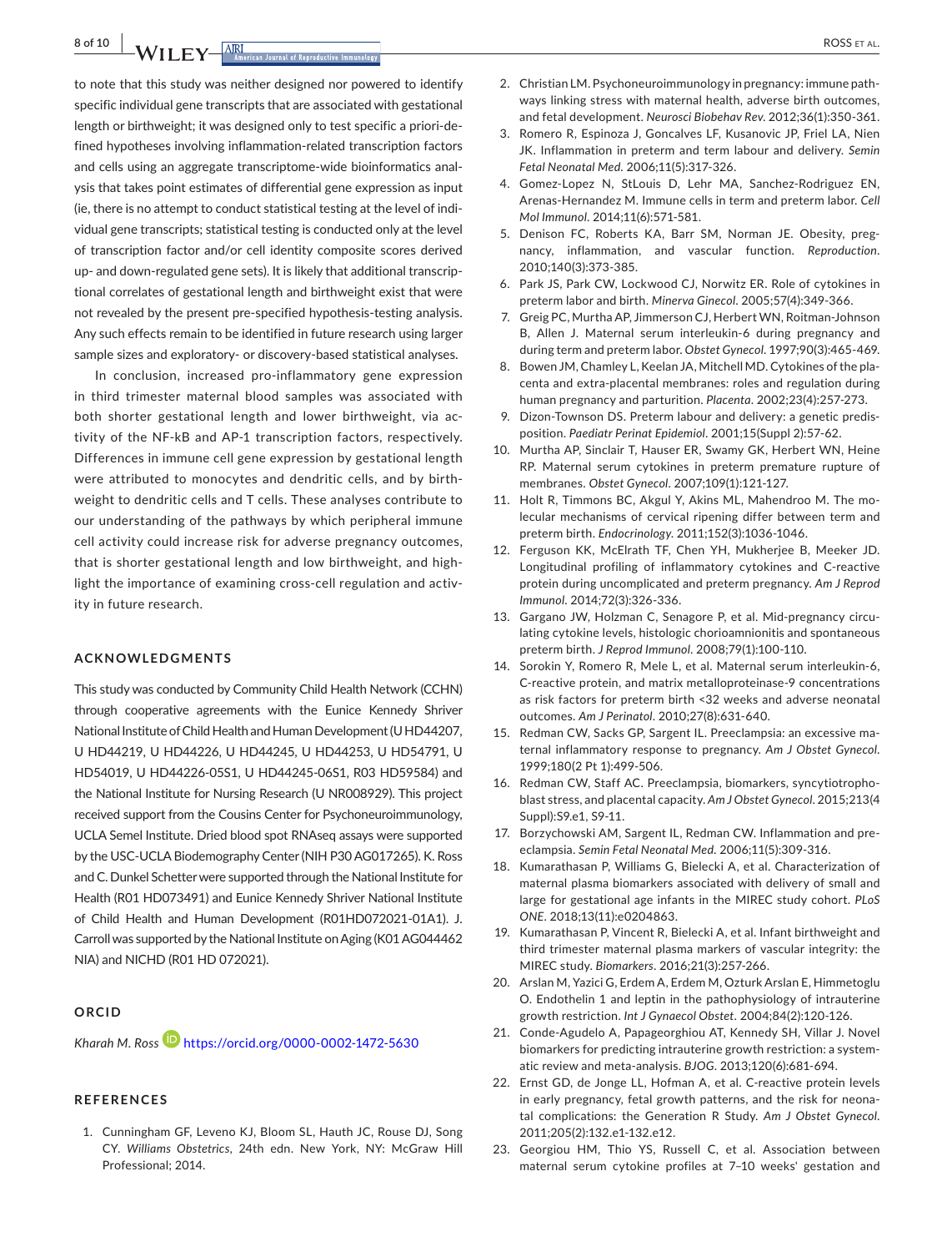to note that this study was neither designed nor powered to identify specific individual gene transcripts that are associated with gestational length or birthweight; it was designed only to test specific a priori-defined hypotheses involving inflammation-related transcription factors and cells using an aggregate transcriptome-wide bioinformatics analysis that takes point estimates of differential gene expression as input (ie, there is no attempt to conduct statistical testing at the level of individual gene transcripts; statistical testing is conducted only at the level of transcription factor and/or cell identity composite scores derived up- and down-regulated gene sets). It is likely that additional transcriptional correlates of gestational length and birthweight exist that were not revealed by the present pre-specified hypothesis-testing analysis. Any such effects remain to be identified in future research using larger sample sizes and exploratory- or discovery-based statistical analyses.

In conclusion, increased pro-inflammatory gene expression in third trimester maternal blood samples was associated with both shorter gestational length and lower birthweight, via activity of the NF-kB and AP-1 transcription factors, respectively. Differences in immune cell gene expression by gestational length were attributed to monocytes and dendritic cells, and by birthweight to dendritic cells and T cells. These analyses contribute to our understanding of the pathways by which peripheral immune cell activity could increase risk for adverse pregnancy outcomes, that is shorter gestational length and low birthweight, and highlight the importance of examining cross-cell regulation and activity in future research.

## ACKNOWLEDGMENTS

This study was conducted by Community Child Health Network (CCHN) through cooperative agreements with the Eunice Kennedy Shriver National Institute of Child Health and Human Development (U HD44207, U HD44219, U HD44226, U HD44245, U HD44253, U HD54791, U HD54019, U HD44226-05S1, U HD44245-06S1, R03 HD59584) and the National Institute for Nursing Research (U NR008929). This project received support from the Cousins Center for Psychoneuroimmunology, UCLA Semel Institute. Dried blood spot RNAseq assays were supported by the USC-UCLA Biodemography Center (NIH P30 AG017265). K. Ross and C. Dunkel Schetter were supported through the National Institute for Health (R01 HD073491) and Eunice Kennedy Shriver National Institute of Child Health and Human Development (R01HD072021-01A1). J. Carroll was supported by the National Institute on Aging (K01 AG044462 NIA) and NICHD (R01 HD 072021).

## ORCID

*Kharah M. Ross* https://orcid.org/0000-0002-1472-5630

## REFERENCES

1. Cunningham GF, Leveno KJ, Bloom SL, Hauth JC, Rouse DJ, Song CY. *Williams Obstetrics*, 24th edn. New York, NY: McGraw Hill Professional; 2014.
2. Christian LM. Psychoneuroimmunology in pregnancy: immune pathways linking stress with maternal health, adverse birth outcomes, and fetal development. *Neurosci Biobehav Rev*. 2012;36(1):350-361.
3. Romero R, Espinoza J, Goncalves LF, Kusanovic JP, Friel LA, Nien JK. Inflammation in preterm and term labour and delivery. *Semin Fetal Neonatal Med*. 2006;11(5):317-326.
4. Gomez-Lopez N, StLouis D, Lehr MA, Sanchez-Rodriguez EN, Arenas-Hernandez M. Immune cells in term and preterm labor. *Cell Mol Immunol*. 2014;11(6):571-581.
5. Denison FC, Roberts KA, Barr SM, Norman JE. Obesity, pregnancy, inflammation, and vascular function. *Reproduction*. 2010;140(3):373-385.
6. Park JS, Park CW, Lockwood CJ, Norwitz ER. Role of cytokines in preterm labor and birth. *Minerva Ginecol*. 2005;57(4):349-366.
7. Greig PC, Murtha AP, Jimmerson CJ, Herbert WN, Roitman-Johnson B, Allen J. Maternal serum interleukin-6 during pregnancy and during term and preterm labor. *Obstet Gynecol*. 1997;90(3):465-469.
8. Bowen JM, Chamley L, Keelan JA, Mitchell MD. Cytokines of the placenta and extra-placental membranes: roles and regulation during human pregnancy and parturition. *Placenta*. 2002;23(4):257-273.
9. Dizon-Townson DS. Preterm labour and delivery: a genetic predisposition. *Paediatr Perinat Epidemiol*. 2001;15(Suppl 2):57-62.
10. Murtha AP, Sinclair T, Hauser ER, Swamy GK, Herbert WN, Heine RP. Maternal serum cytokines in preterm premature rupture of membranes. *Obstet Gynecol*. 2007;109(1):121-127.
11. Holt R, Timmons BC, Akgul Y, Akins ML, Mahendroo M. The molecular mechanisms of cervical ripening differ between term and preterm birth. *Endocrinology*. 2011;152(3):1036-1046.
12. Ferguson KK, McElrath TF, Chen YH, Mukherjee B, Meeker JD. Longitudinal profiling of inflammatory cytokines and C-reactive protein during uncomplicated and preterm pregnancy. *Am J Reprod Immunol*. 2014;72(3):326-336.
13. Gargano JW, Holzman C, Senagore P, et al. Mid-pregnancy circulating cytokine levels, histologic chorioamnionitis and spontaneous preterm birth. *J Reprod Immunol*. 2008;79(1):100-110.
14. Sorokin Y, Romero R, Mele L, et al. Maternal serum interleukin-6, C-reactive protein, and matrix metalloproteinase-9 concentrations as risk factors for preterm birth <32 weeks and adverse neonatal outcomes. *Am J Perinatol*. 2010;27(8):631-640.
15. Redman CW, Sacks GP, Sargent IL. Preeclampsia: an excessive maternal inflammatory response to pregnancy. *Am J Obstet Gynecol*. 1999;180(2 Pt 1):499-506.
16. Redman CW, Staff AC. Preeclampsia, biomarkers, syncytiotrophoblast stress, and placental capacity. *Am J Obstet Gynecol*. 2015;213(4 Suppl):S9.e1, S9-11.
17. Borzychowski AM, Sargent IL, Redman CW. Inflammation and preeclampsia. *Semin Fetal Neonatal Med*. 2006;11(5):309-316.
18. Kumarathasan P, Williams G, Bielecki A, et al. Characterization of maternal plasma biomarkers associated with delivery of small and large for gestational age infants in the MIREC study cohort. *PLoS ONE*. 2018;13(11):e0204863.
19. Kumarathasan P, Vincent R, Bielecki A, et al. Infant birthweight and third trimester maternal plasma markers of vascular integrity: the MIREC study. *Biomarkers*. 2016;21(3):257-266.
20. Arslan M, Yazici G, Erdem A, Erdem M, Ozturk Arslan E, Himmetoglu O. Endothelin 1 and leptin in the pathophysiology of intrauterine growth restriction. *Int J Gynaecol Obstet*. 2004;84(2):120-126.
21. Conde-Agudelo A, Papageorghiou AT, Kennedy SH, Villar J. Novel biomarkers for predicting intrauterine growth restriction: a systematic review and meta-analysis. *BJOG*. 2013;120(6):681-694.
22. Ernst GD, de Jonge LL, Hofman A, et al. C-reactive protein levels in early pregnancy, fetal growth patterns, and the risk for neonatal complications: the Generation R Study. *Am J Obstet Gynecol*. 2011;205(2):132.e1-132.e12.
23. Georgiou HM, Thio YS, Russell C, et al. Association between maternal serum cytokine profiles at 7–10 weeks' gestation and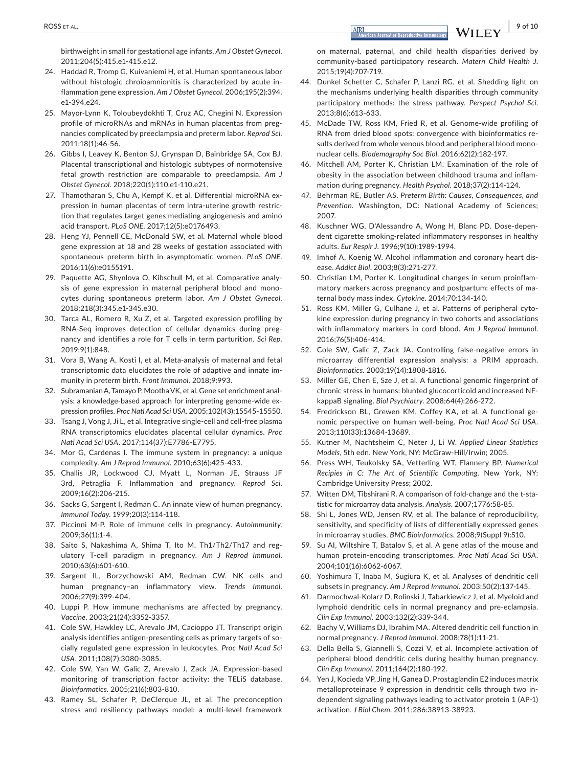birthweight in small for gestational age infants. *Am J Obstet Gynecol*. 2011;204(5):415.e1-415.e12.

24. Haddad R, Tromp G, Kuivaniemi H, et al. Human spontaneous labor without histologic chroioamnionitis is characterized by acute inflammation gene expression. *Am J Obstet Gynecol*. 2006;195(2):394.e1-394.e24.
25. Mayor-Lynn K, Toloubeydokhti T, Cruz AC, Chegini N. Expression profile of microRNAs and mRNAs in human placentas from pregnancies complicated by preeclampsia and preterm labor. *Reprod Sci*. 2011;18(1):46-56.
26. Gibbs I, Leavey K, Benton SJ, Grynspan D, Bainbridge SA, Cox BJ. Placental transcriptional and histologic subtypes of normotensive fetal growth restriction are comparable to preeclampsia. *Am J Obstet Gynecol*. 2018;220(1):110.e1-110.e21.
27. Thamotharan S, Chu A, Kempf K, et al. Differential microRNA expression in human placentas of term intra-uterine growth restriction that regulates target genes mediating angiogenesis and amino acid transport. *PLoS ONE*. 2017;12(5):e0176493.
28. Heng YJ, Pennell CE, McDonald SW, et al. Maternal whole blood gene expression at 18 and 28 weeks of gestation associated with spontaneous preterm birth in asymptomatic women. *PLoS ONE*. 2016;11(6):e0155191.
29. Paquette AG, Shynlova O, Kibschull M, et al. Comparative analysis of gene expression in maternal peripheral blood and monocytes during spontaneous preterm labor. *Am J Obstet Gynecol*. 2018;218(3):345.e1-345.e30.
30. Tarca AL, Romero R, Xu Z, et al. Targeted expression profiling by RNA-Seq improves detection of cellular dynamics during pregnancy and identifies a role for T cells in term parturition. *Sci Rep*. 2019;9(1):848.
31. Vora B, Wang A, Kosti I, et al. Meta-analysis of maternal and fetal transcriptomic data elucidates the role of adaptive and innate immunity in preterm birth. *Front Immunol*. 2018;9:993.
32. Subramanian A, Tamayo P, Mootha VK, et al. Gene set enrichment analysis: a knowledge-based approach for interpreting genome-wide expression profiles. *Proc Natl Acad Sci USA*. 2005;102(43):15545-15550.
33. Tsang J, Vong J, Ji L, et al. Integrative single-cell and cell-free plasma RNA transcriptomics elucidates placental cellular dynamics. *Proc Natl Acad Sci USA*. 2017;114(37):E7786-E7795.
34. Mor G, Cardenas I. The immune system in pregnancy: a unique complexity. *Am J Reprod Immunol*. 2010;63(6):425-433.
35. Challis JR, Lockwood CJ, Myatt L, Norman JE, Strauss JF 3rd, Petraglia F. Inflammation and pregnancy. *Reprod Sci*. 2009;16(2):206-215.
36. Sacks G, Sargent I, Redman C. An innate view of human pregnancy. *Immunol Today*. 1999;20(3):114-118.
37. Piccinni M-P. Role of immune cells in pregnancy. *Autoimmunity*. 2009;36(1):1-4.
38. Saito S, Nakashima A, Shima T, Ito M. Th1/Th2/Th17 and regulatory T-cell paradigm in pregnancy. *Am J Reprod Immunol*. 2010;63(6):601-610.
39. Sargent IL, Borzychowski AM, Redman CW. NK cells and human pregnancy–an inflammatory view. *Trends Immunol*. 2006;27(9):399-404.
40. Luppi P. How immune mechanisms are affected by pregnancy. *Vaccine*. 2003;21(24):3352-3357.
41. Cole SW, Hawkley LC, Arevalo JM, Cacioppo JT. Transcript origin analysis identifies antigen-presenting cells as primary targets of socially regulated gene expression in leukocytes. *Proc Natl Acad Sci USA*. 2011;108(7):3080-3085.
42. Cole SW, Yan W, Galic Z, Arevalo J, Zack JA. Expression-based monitoring of transcription factor activity: the TELiS database. *Bioinformatics*. 2005;21(6):803-810.
43. Ramey SL, Schafer P, DeClerque JL, et al. The preconception stress and resiliency pathways model: a multi-level framework on maternal, paternal, and child health disparities derived by community-based participatory research. *Matern Child Health J*. 2015;19(4):707-719.
44. Dunkel Schetter C, Schafer P, Lanzi RG, et al. Shedding light on the mechanisms underlying health disparities through community participatory methods: the stress pathway. *Perspect Psychol Sci*. 2013;8(6):613-633.
45. McDade TW, Ross KM, Fried R, et al. Genome-wide profiling of RNA from dried blood spots: convergence with bioinformatics results derived from whole venous blood and peripheral blood mononuclear cells. *Biodemography Soc Biol*. 2016;62(2):182-197.
46. Mitchell AM, Porter K, Christian LM. Examination of the role of obesity in the association between childhood trauma and inflammation during pregnancy. *Health Psychol*. 2018;37(2):114-124.
47. Behrman RE, Butler AS. *Preterm Birth: Causes, Consequences, and Prevention*. Washington, DC: National Academy of Sciences; 2007.
48. Kuschner WG, D'Alessandro A, Wong H, Blanc PD. Dose-dependent cigarette smoking-related inflammatory responses in healthy adults. *Eur Respir J*. 1996;9(10):1989-1994.
49. Imhof A, Koenig W. Alcohol inflammation and coronary heart disease. *Addict Biol*. 2003;8(3):271-277.
50. Christian LM, Porter K. Longitudinal changes in serum proinflammatory markers across pregnancy and postpartum: effects of maternal body mass index. *Cytokine*. 2014;70:134-140.
51. Ross KM, Miller G, Culhane J, et al. Patterns of peripheral cytokine expression during pregnancy in two cohorts and associations with inflammatory markers in cord blood. *Am J Reprod Immunol*. 2016;76(5):406-414.
52. Cole SW, Galic Z, Zack JA. Controlling false-negative errors in microarray differential expression analysis: a PRIM approach. *Bioinformatics*. 2003;19(14):1808-1816.
53. Miller GE, Chen E, Sze J, et al. A functional genomic fingerprint of chronic stress in humans: blunted glucocorticoid and increased NF-kappaB signaling. *Biol Psychiatry*. 2008;64(4):266-272.
54. Fredrickson BL, Grewen KM, Coffey KA, et al. A functional genomic perspective on human well-being. *Proc Natl Acad Sci USA*. 2013;110(33):13684-13689.
55. Kutner M, Nachtsheim C, Neter J, Li W. *Applied Linear Statistics Models*, 5th edn. New York, NY: McGraw-Hill/Irwin; 2005.
56. Press WH, Teukolsky SA, Vetterling WT, Flannery BP. *Numerical Recipies in C: The Art of Scientific Computing*. New York, NY: Cambridge University Press; 2002.
57. Witten DM, Tibshirani R. A comparison of fold-change and the t-statistic for microarray data analysis. *Analysis*. 2007;1776:58-85.
58. Shi L, Jones WD, Jensen RV, et al. The balance of reproducibility, sensitivity, and specificity of lists of differentially expressed genes in microarray studies. *BMC Bioinformatics*. 2008;9(Suppl 9):S10.
59. Su AI, Wiltshire T, Batalov S, et al. A gene atlas of the mouse and human protein-encoding transcriptomes. *Proc Natl Acad Sci USA*. 2004;101(16):6062-6067.
60. Yoshimura T, Inaba M, Sugiura K, et al. Analyses of dendritic cell subsets in pregnancy. *Am J Reprod Immunol*. 2003;50(2):137-145.
61. Darmochwal-Kolarz D, Rolinski J, Tabarkiewicz J, et al. Myeloid and lymphoid dendritic cells in normal pregnancy and pre-eclampsia. *Clin Exp Immunol*. 2003;132(2):339-344.
62. Bachy V, Williams DJ, Ibrahim MA. Altered dendritic cell function in normal pregnancy. *J Reprod Immunol*. 2008;78(1):11-21.
63. Della Bella S, Giannelli S, Cozzi V, et al. Incomplete activation of peripheral blood dendritic cells during healthy human pregnancy. *Clin Exp Immunol*. 2011;164(2):180-192.
64. Yen J, Kocieda VP, Jing H, Ganea D. Prostaglandin E2 induces matrix metalloproteinase 9 expression in dendritic cells through two independent signaling pathways leading to activator protein 1 (AP-1) activation. *J Biol Chem*. 2011;286:38913-38923.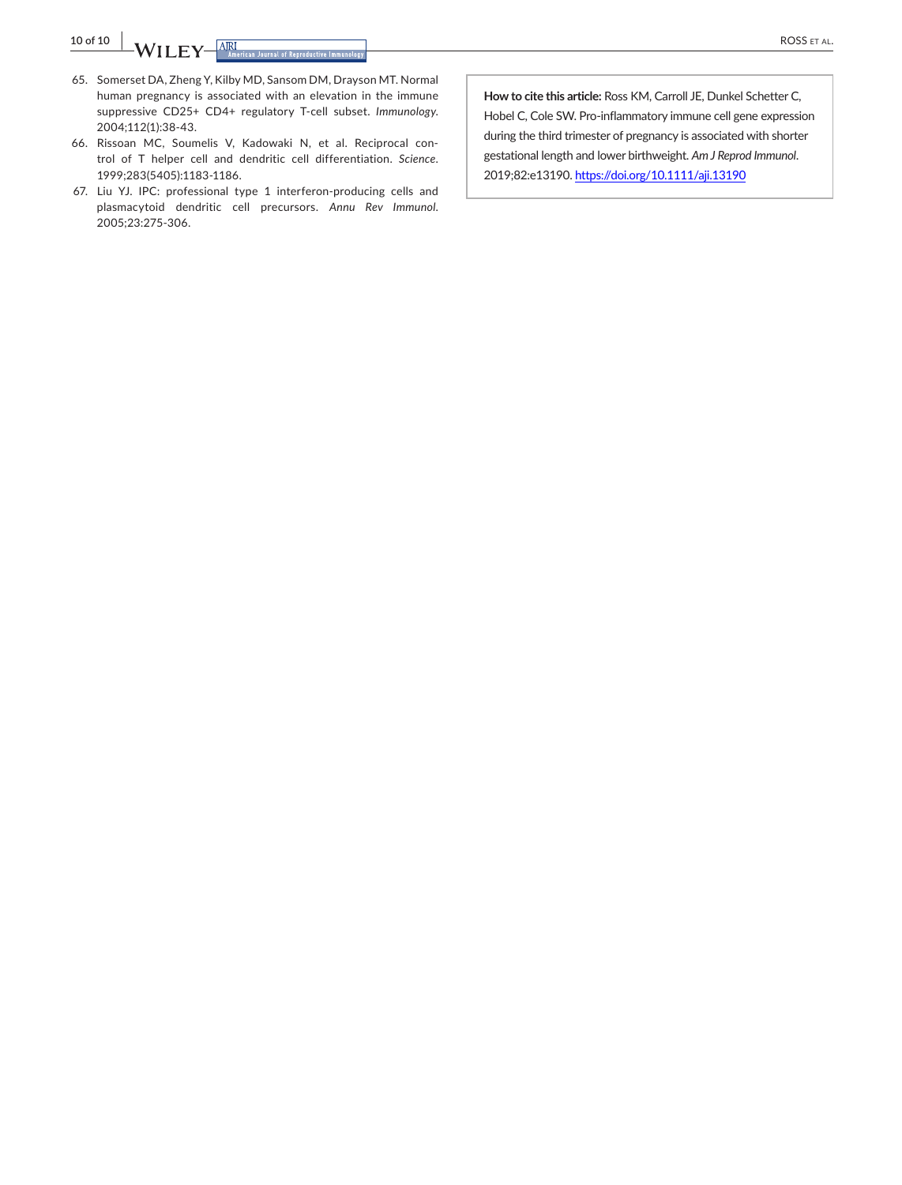65. Somerset DA, Zheng Y, Kilby MD, Sansom DM, Drayson MT. Normal human pregnancy is associated with an elevation in the immune suppressive CD25+ CD4+ regulatory T-cell subset. *Immunology*. 2004;112(1):38-43.
66. Rissoan MC, Soumelis V, Kadowaki N, et al. Reciprocal control of T helper cell and dendritic cell differentiation. *Science*. 1999;283(5405):1183-1186.
67. Liu YJ. IPC: professional type 1 interferon-producing cells and plasmacytoid dendritic cell precursors. *Annu Rev Immunol*. 2005;23:275-306.

**How to cite this article:** Ross KM, Carroll JE, Dunkel Schetter C, Hobel C, Cole SW. Pro-inflammatory immune cell gene expression during the third trimester of pregnancy is associated with shorter gestational length and lower birthweight. *Am J Reprod Immunol*. 2019;82:e13190. https://doi.org/10.1111/aji.13190